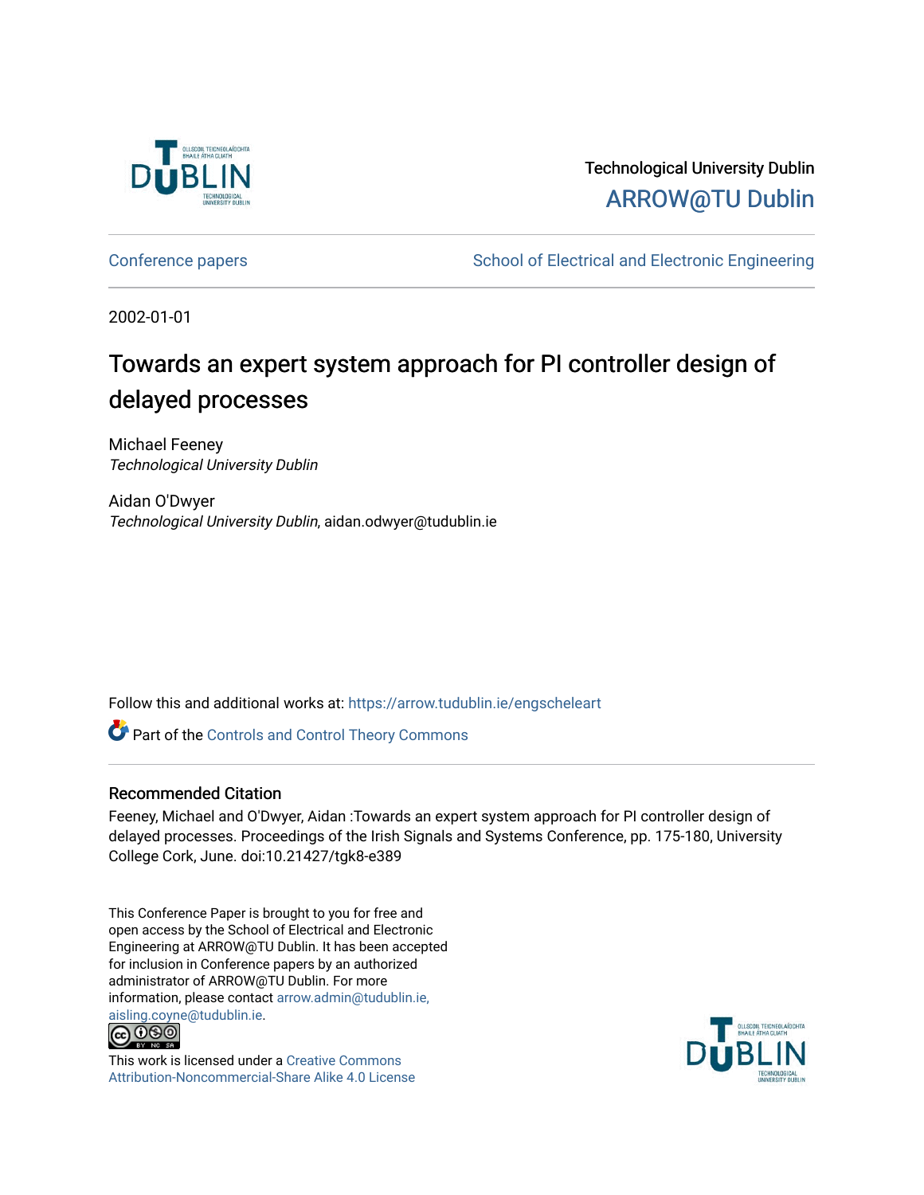Technological University Dublin

ARROW@TU Dublin

Conference papers

School of Electrical and Electronic Engineering

2002-01-01

# Towards an expert system approach for PI controller design of delayed processes

Michael Feeney
*Technological University Dublin*

Aidan O'Dwyer
*Technological University Dublin*, aidan.odwyer@tudublin.ie

Follow this and additional works at: https://arrow.tudublin.ie/engscheleart

Part of the Controls and Control Theory Commons

## Recommended Citation

Feeney, Michael and O'Dwyer, Aidan :Towards an expert system approach for PI controller design of delayed processes. Proceedings of the Irish Signals and Systems Conference, pp. 175-180, University College Cork, June. doi:10.21427/tgk8-e389

This Conference Paper is brought to you for free and open access by the School of Electrical and Electronic Engineering at ARROW@TU Dublin. It has been accepted for inclusion in Conference papers by an authorized administrator of ARROW@TU Dublin. For more information, please contact arrow.admin@tudublin.ie, aisling.coyne@tudublin.ie.

This work is licensed under a Creative Commons Attribution-Noncommercial-Share Alike 4.0 License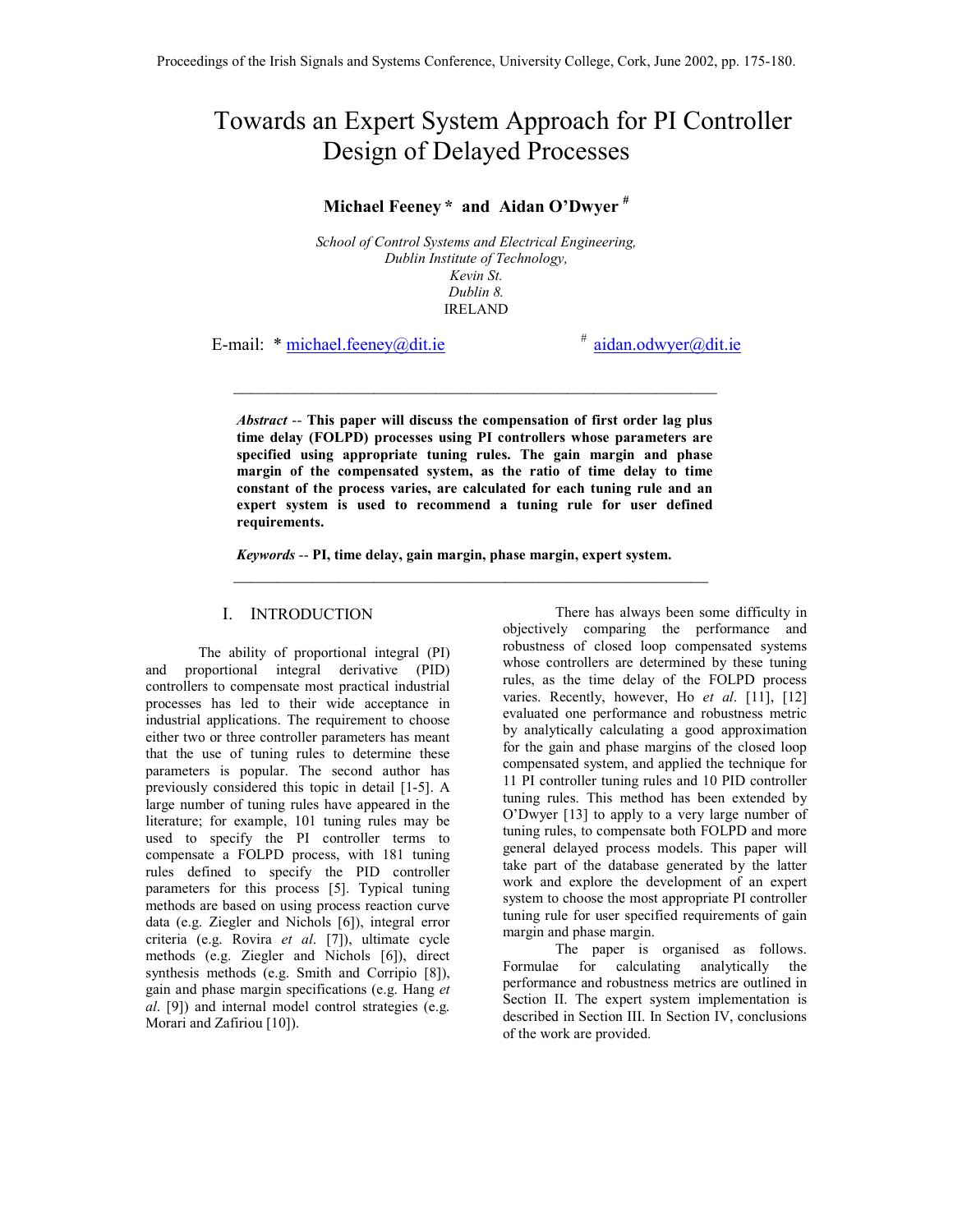# Towards an Expert System Approach for PI Controller Design of Delayed Processes

**Michael Feeney \* and Aidan O'Dwyer #**

*School of Control Systems and Electrical Engineering,*
*Dublin Institute of Technology,*
*Kevin St.*
*Dublin 8.*
IRELAND

E-mail: \* michael.feeney@dit.ie    # aidan.odwyer@dit.ie

---

***Abstract*** -- **This paper will discuss the compensation of first order lag plus time delay (FOLPD) processes using PI controllers whose parameters are specified using appropriate tuning rules. The gain margin and phase margin of the compensated system, as the ratio of time delay to time constant of the process varies, are calculated for each tuning rule and an expert system is used to recommend a tuning rule for user defined requirements.**

***Keywords*** -- **PI, time delay, gain margin, phase margin, expert system.**

---

## I. INTRODUCTION

The ability of proportional integral (PI) and proportional integral derivative (PID) controllers to compensate most practical industrial processes has led to their wide acceptance in industrial applications. The requirement to choose either two or three controller parameters has meant that the use of tuning rules to determine these parameters is popular. The second author has previously considered this topic in detail [1-5]. A large number of tuning rules have appeared in the literature; for example, 101 tuning rules may be used to specify the PI controller terms to compensate a FOLPD process, with 181 tuning rules defined to specify the PID controller parameters for this process [5]. Typical tuning methods are based on using process reaction curve data (e.g. Ziegler and Nichols [6]), integral error criteria (e.g. Rovira *et al*. [7]), ultimate cycle methods (e.g. Ziegler and Nichols [6]), direct synthesis methods (e.g. Smith and Corripio [8]), gain and phase margin specifications (e.g. Hang *et al*. [9]) and internal model control strategies (e.g. Morari and Zafiriou [10]).

There has always been some difficulty in objectively comparing the performance and robustness of closed loop compensated systems whose controllers are determined by these tuning rules, as the time delay of the FOLPD process varies. Recently, however, Ho *et al*. [11], [12] evaluated one performance and robustness metric by analytically calculating a good approximation for the gain and phase margins of the closed loop compensated system, and applied the technique for 11 PI controller tuning rules and 10 PID controller tuning rules. This method has been extended by O'Dwyer [13] to apply to a very large number of tuning rules, to compensate both FOLPD and more general delayed process models. This paper will take part of the database generated by the latter work and explore the development of an expert system to choose the most appropriate PI controller tuning rule for user specified requirements of gain margin and phase margin.

The paper is organised as follows. Formulae for calculating analytically the performance and robustness metrics are outlined in Section II. The expert system implementation is described in Section III. In Section IV, conclusions of the work are provided.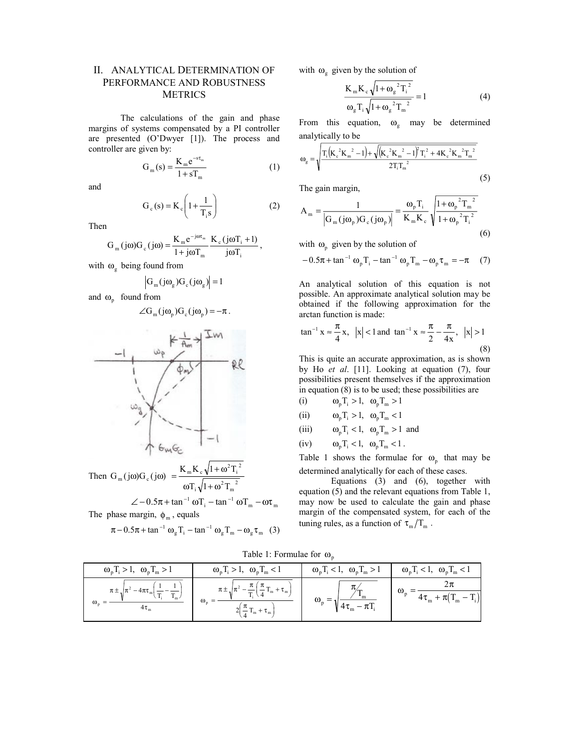## II. ANALYTICAL DETERMINATION OF PERFORMANCE AND ROBUSTNESS METRICS

The calculations of the gain and phase margins of systems compensated by a PI controller are presented (O'Dwyer [1]). The process and controller are given by:

$$G_m(s) = \frac{K_m e^{-s\tau_m}}{1 + sT_m} \quad (1)$$

and

$$G_c(s) = K_c\left(1 + \frac{1}{T_i s}\right) \quad (2)$$

Then

$$G_m(j\omega)G_c(j\omega) = \frac{K_m e^{-j\omega\tau_m}}{1 + j\omega T_m}\frac{K_c(j\omega T_i + 1)}{j\omega T_i},$$

with $\omega_g$ being found from

$$\left|G_m(j\omega_g)G_c(j\omega_g)\right| = 1$$

and $\omega_p$ found from

$$\angle G_m(j\omega_p)G_c(j\omega_p) = -\pi .$$

Then $G_m(j\omega)G_c(j\omega) = \dfrac{K_m K_c\sqrt{1+\omega^2 T_i^2}}{\omega T_i\sqrt{1+\omega^2 T_m^2}}$

$$\angle -0.5\pi + \tan^{-1}\omega T_i - \tan^{-1}\omega T_m - \omega\tau_m$$

The phase margin, $\phi_m$, equals

$$\pi - 0.5\pi + \tan^{-1}\omega_g T_i - \tan^{-1}\omega_g T_m - \omega_g\tau_m \quad (3)$$

with $\omega_g$ given by the solution of

$$\frac{K_m K_c\sqrt{1+\omega_g^2 T_i^2}}{\omega_g T_i\sqrt{1+\omega_g^2 T_m^2}} = 1 \quad (4)$$

From this equation, $\omega_g$ may be determined analytically to be

$$\omega_g = \sqrt{\frac{T_i\left(K_c^2 K_m^2 - 1\right) + \sqrt{\left(K_c^2 K_m^2 - 1\right)^2 T_i^2 + 4K_c^2 K_m^2 T_m^2}}{2T_i T_m^2}} \quad (5)$$

The gain margin,

$$A_m = \frac{1}{\left|G_m(j\omega_p)G_c(j\omega_p)\right|} = \frac{\omega_p T_i}{K_m K_c}\sqrt{\frac{1+\omega_p^2 T_m^2}{1+\omega_p^2 T_i^2}} \quad (6)$$

with $\omega_p$ given by the solution of

$$-0.5\pi + \tan^{-1}\omega_p T_i - \tan^{-1}\omega_p T_m - \omega_p\tau_m = -\pi \quad (7)$$

An analytical solution of this equation is not possible. An approximate analytical solution may be obtained if the following approximation for the arctan function is made:

$$\tan^{-1}x \approx \frac{\pi}{4}x, \ \ |x| < 1 \text{ and } \tan^{-1}x \approx \frac{\pi}{2} - \frac{\pi}{4x}, \ \ |x| > 1 \quad (8)$$

This is quite an accurate approximation, as is shown by Ho *et al*. [11]. Looking at equation (7), four possibilities present themselves if the approximation in equation (8) is to be used; these possibilities are

(i) $\omega_p T_i > 1, \ \omega_p T_m > 1$

(ii) $\omega_p T_i > 1, \ \omega_p T_m < 1$

(iii) $\omega_p T_i < 1, \ \omega_p T_m > 1$ and

(iv) $\omega_p T_i < 1, \ \omega_p T_m < 1$.

Table 1 shows the formulae for $\omega_p$ that may be determined analytically for each of these cases.

Equations (3) and (6), together with equation (5) and the relevant equations from Table 1, may now be used to calculate the gain and phase margin of the compensated system, for each of the tuning rules, as a function of $\tau_m/T_m$.

Table 1: Formulae for $\omega_p$

| $\omega_p T_i > 1, \ \omega_p T_m > 1$ | $\omega_p T_i > 1, \ \omega_p T_m < 1$ | $\omega_p T_i < 1, \ \omega_p T_m > 1$ | $\omega_p T_i < 1, \ \omega_p T_m < 1$ |
|---|---|---|---|
| $\omega_p = \dfrac{\pi \pm \sqrt{\pi^2 - 4\pi\tau_m\left(\frac{1}{T_i} - \frac{1}{T_m}\right)}}{4\tau_m}$ | $\omega_p = \dfrac{\pi \pm \sqrt{\pi^2 - \frac{\pi}{T_i}\left(\frac{\pi}{4}T_m + \tau_m\right)}}{2\left(\frac{\pi}{4}T_m + \tau_m\right)}$ | $\omega_p = \sqrt{\dfrac{\pi/T_m}{4\tau_m - \pi T_i}}$ | $\omega_p = \dfrac{2\pi}{4\tau_m + \pi\left(T_m - T_i\right)}$ |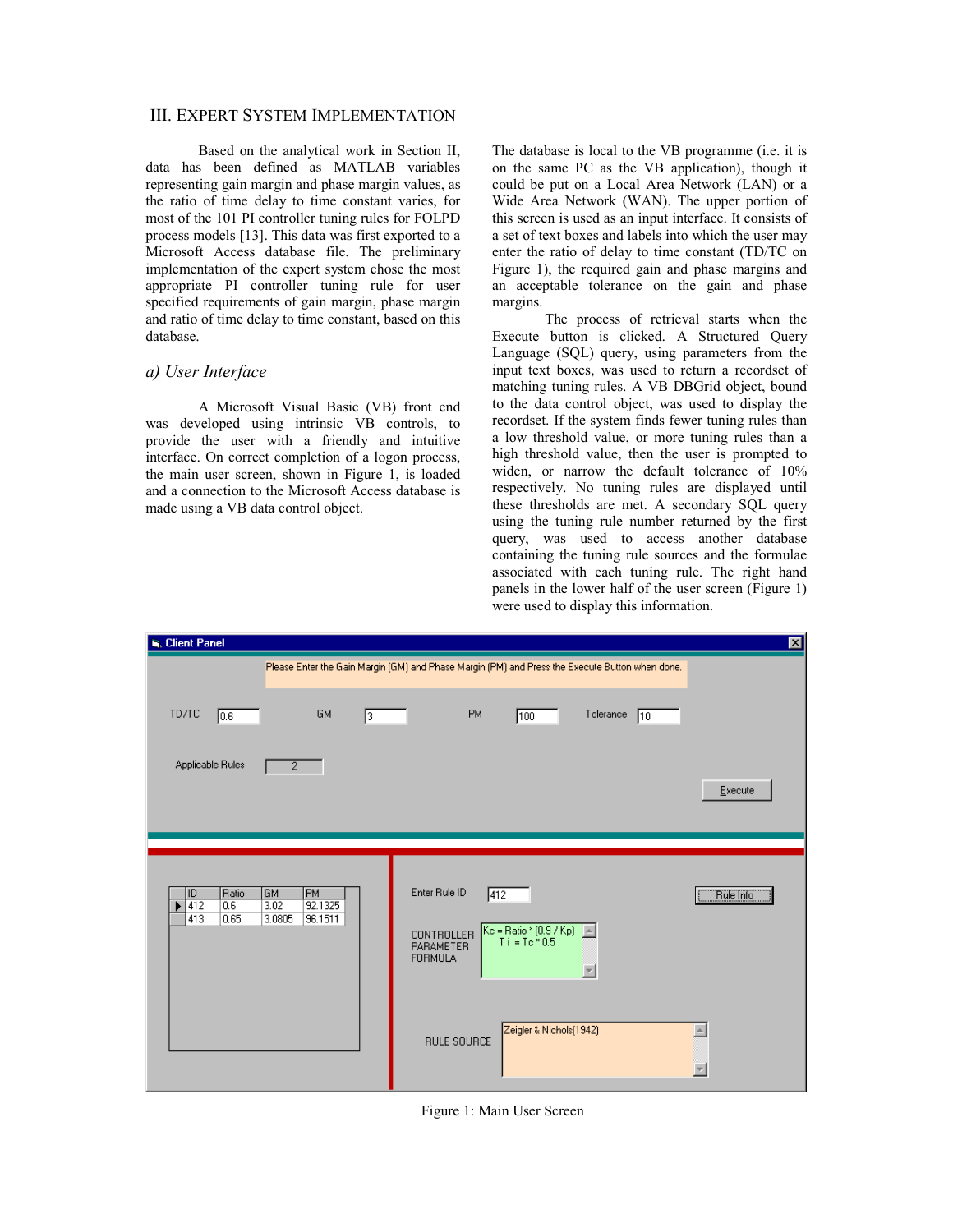## III. EXPERT SYSTEM IMPLEMENTATION

Based on the analytical work in Section II, data has been defined as MATLAB variables representing gain margin and phase margin values, as the ratio of time delay to time constant varies, for most of the 101 PI controller tuning rules for FOLPD process models [13]. This data was first exported to a Microsoft Access database file. The preliminary implementation of the expert system chose the most appropriate PI controller tuning rule for user specified requirements of gain margin, phase margin and ratio of time delay to time constant, based on this database.

### *a) User Interface*

A Microsoft Visual Basic (VB) front end was developed using intrinsic VB controls, to provide the user with a friendly and intuitive interface. On correct completion of a logon process, the main user screen, shown in Figure 1, is loaded and a connection to the Microsoft Access database is made using a VB data control object.

The database is local to the VB programme (i.e. it is on the same PC as the VB application), though it could be put on a Local Area Network (LAN) or a Wide Area Network (WAN). The upper portion of this screen is used as an input interface. It consists of a set of text boxes and labels into which the user may enter the ratio of delay to time constant (TD/TC on Figure 1), the required gain and phase margins and an acceptable tolerance on the gain and phase margins.

The process of retrieval starts when the Execute button is clicked. A Structured Query Language (SQL) query, using parameters from the input text boxes, was used to return a recordset of matching tuning rules. A VB DBGrid object, bound to the data control object, was used to display the recordset. If the system finds fewer tuning rules than a low threshold value, or more tuning rules than a high threshold value, then the user is prompted to widen, or narrow the default tolerance of 10% respectively. No tuning rules are displayed until these thresholds are met. A secondary SQL query using the tuning rule number returned by the first query, was used to access another database containing the tuning rule sources and the formulae associated with each tuning rule. The right hand panels in the lower half of the user screen (Figure 1) were used to display this information.

Client Panel

Please Enter the Gain Margin (GM) and Phase Margin (PM) and Press the Execute Button when done.

TD/TC 0.6 GM 3 PM 100 Tolerance 10

Applicable Rules 2

Execute

| ID | Ratio | GM | PM |
|---|---|---|---|
| 412 | 0.6 | 3.02 | 92.1325 |
| 413 | 0.65 | 3.0805 | 96.1511 |

Enter Rule ID 412

Rule Info

CONTROLLER PARAMETER FORMULA

Kc = Ratio * (0.9 / Kp)
Ti = Tc * 0.5

RULE SOURCE

Zeigler & Nichols(1942)

Figure 1: Main User Screen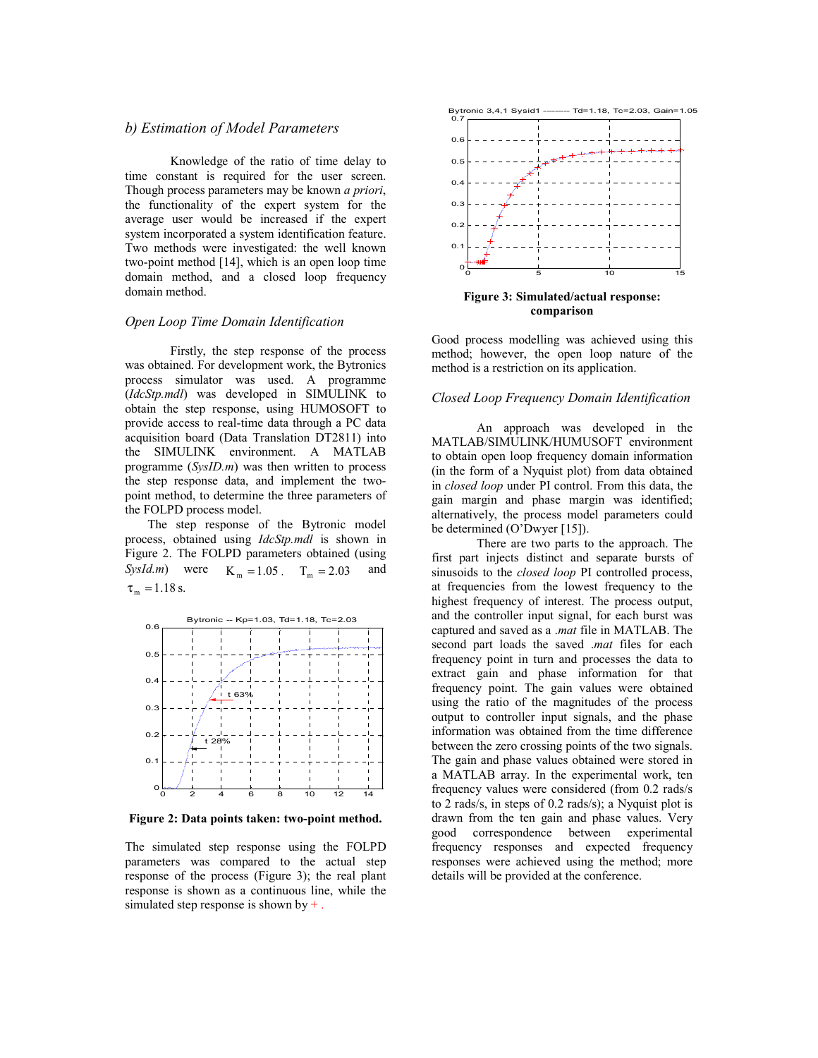### *b) Estimation of Model Parameters*

Knowledge of the ratio of time delay to time constant is required for the user screen. Though process parameters may be known *a priori*, the functionality of the expert system for the average user would be increased if the expert system incorporated a system identification feature. Two methods were investigated: the well known two-point method [14], which is an open loop time domain method, and a closed loop frequency domain method.

#### *Open Loop Time Domain Identification*

Firstly, the step response of the process was obtained. For development work, the Bytronics process simulator was used. A programme (*IdcStp.mdl*) was developed in SIMULINK to obtain the step response, using HUMOSOFT to provide access to real-time data through a PC data acquisition board (Data Translation DT2811) into the SIMULINK environment. A MATLAB programme (*SysID.m*) was then written to process the step response data, and implement the two-point method, to determine the three parameters of the FOLPD process model.

The step response of the Bytronic model process, obtained using *IdcStp.mdl* is shown in Figure 2. The FOLPD parameters obtained (using *SysId.m*) were $K_m = 1.05$, $T_m = 2.03$ and $\tau_m = 1.18$ s.

**Figure 2: Data points taken: two-point method.**

The simulated step response using the FOLPD parameters was compared to the actual step response of the process (Figure 3); the real plant response is shown as a continuous line, while the simulated step response is shown by + .

**Figure 3: Simulated/actual response: comparison**

Good process modelling was achieved using this method; however, the open loop nature of the method is a restriction on its application.

#### *Closed Loop Frequency Domain Identification*

An approach was developed in the MATLAB/SIMULINK/HUMUSOFT environment to obtain open loop frequency domain information (in the form of a Nyquist plot) from data obtained in *closed loop* under PI control. From this data, the gain margin and phase margin was identified; alternatively, the process model parameters could be determined (O'Dwyer [15]).

There are two parts to the approach. The first part injects distinct and separate bursts of sinusoids to the *closed loop* PI controlled process, at frequencies from the lowest frequency to the highest frequency of interest. The process output, and the controller input signal, for each burst was captured and saved as a *.mat* file in MATLAB. The second part loads the saved *.mat* files for each frequency point in turn and processes the data to extract gain and phase information for that frequency point. The gain values were obtained using the ratio of the magnitudes of the process output to controller input signals, and the phase information was obtained from the time difference between the zero crossing points of the two signals. The gain and phase values obtained were stored in a MATLAB array. In the experimental work, ten frequency values were considered (from 0.2 rads/s to 2 rads/s, in steps of 0.2 rads/s); a Nyquist plot is drawn from the ten gain and phase values. Very good correspondence between experimental frequency responses and expected frequency responses were achieved using the method; more details will be provided at the conference.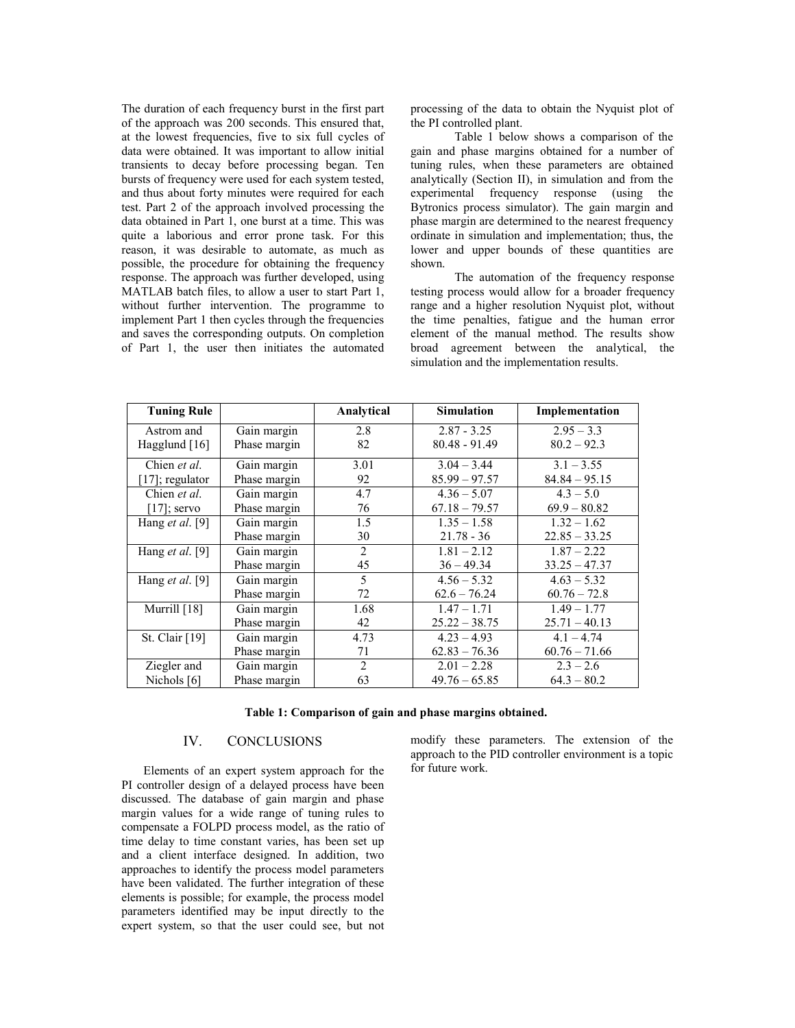The duration of each frequency burst in the first part of the approach was 200 seconds. This ensured that, at the lowest frequencies, five to six full cycles of data were obtained. It was important to allow initial transients to decay before processing began. Ten bursts of frequency were used for each system tested, and thus about forty minutes were required for each test. Part 2 of the approach involved processing the data obtained in Part 1, one burst at a time. This was quite a laborious and error prone task. For this reason, it was desirable to automate, as much as possible, the procedure for obtaining the frequency response. The approach was further developed, using MATLAB batch files, to allow a user to start Part 1, without further intervention. The programme to implement Part 1 then cycles through the frequencies and saves the corresponding outputs. On completion of Part 1, the user then initiates the automated processing of the data to obtain the Nyquist plot of the PI controlled plant.

Table 1 below shows a comparison of the gain and phase margins obtained for a number of tuning rules, when these parameters are obtained analytically (Section II), in simulation and from the experimental frequency response (using the Bytronics process simulator). The gain margin and phase margin are determined to the nearest frequency ordinate in simulation and implementation; thus, the lower and upper bounds of these quantities are shown.

The automation of the frequency response testing process would allow for a broader frequency range and a higher resolution Nyquist plot, without the time penalties, fatigue and the human error element of the manual method. The results show broad agreement between the analytical, the simulation and the implementation results.

| Tuning Rule | | Analytical | Simulation | Implementation |
|---|---|---|---|---|
| Astrom and Hagglund [16] | Gain margin<br>Phase margin | 2.8<br>82 | 2.87 - 3.25<br>80.48 - 91.49 | 2.95 – 3.3<br>80.2 – 92.3 |
| Chien *et al.* [17]; regulator | Gain margin<br>Phase margin | 3.01<br>92 | 3.04 – 3.44<br>85.99 – 97.57 | 3.1 – 3.55<br>84.84 – 95.15 |
| Chien *et al.* [17]; servo | Gain margin<br>Phase margin | 4.7<br>76 | 4.36 – 5.07<br>67.18 – 79.57 | 4.3 – 5.0<br>69.9 – 80.82 |
| Hang *et al.* [9] | Gain margin<br>Phase margin | 1.5<br>30 | 1.35 – 1.58<br>21.78 - 36 | 1.32 – 1.62<br>22.85 – 33.25 |
| Hang *et al.* [9] | Gain margin<br>Phase margin | 2<br>45 | 1.81 – 2.12<br>36 – 49.34 | 1.87 – 2.22<br>33.25 – 47.37 |
| Hang *et al.* [9] | Gain margin<br>Phase margin | 5<br>72 | 4.56 – 5.32<br>62.6 – 76.24 | 4.63 – 5.32<br>60.76 – 72.8 |
| Murrill [18] | Gain margin<br>Phase margin | 1.68<br>42 | 1.47 – 1.71<br>25.22 – 38.75 | 1.49 – 1.77<br>25.71 – 40.13 |
| St. Clair [19] | Gain margin<br>Phase margin | 4.73<br>71 | 4.23 – 4.93<br>62.83 – 76.36 | 4.1 – 4.74<br>60.76 – 71.66 |
| Ziegler and Nichols [6] | Gain margin<br>Phase margin | 2<br>63 | 2.01 – 2.28<br>49.76 – 65.85 | 2.3 – 2.6<br>64.3 – 80.2 |

**Table 1: Comparison of gain and phase margins obtained.**

## IV. CONCLUSIONS

Elements of an expert system approach for the PI controller design of a delayed process have been discussed. The database of gain margin and phase margin values for a wide range of tuning rules to compensate a FOLPD process model, as the ratio of time delay to time constant varies, has been set up and a client interface designed. In addition, two approaches to identify the process model parameters have been validated. The further integration of these elements is possible; for example, the process model parameters identified may be input directly to the expert system, so that the user could see, but not modify these parameters. The extension of the approach to the PID controller environment is a topic for future work.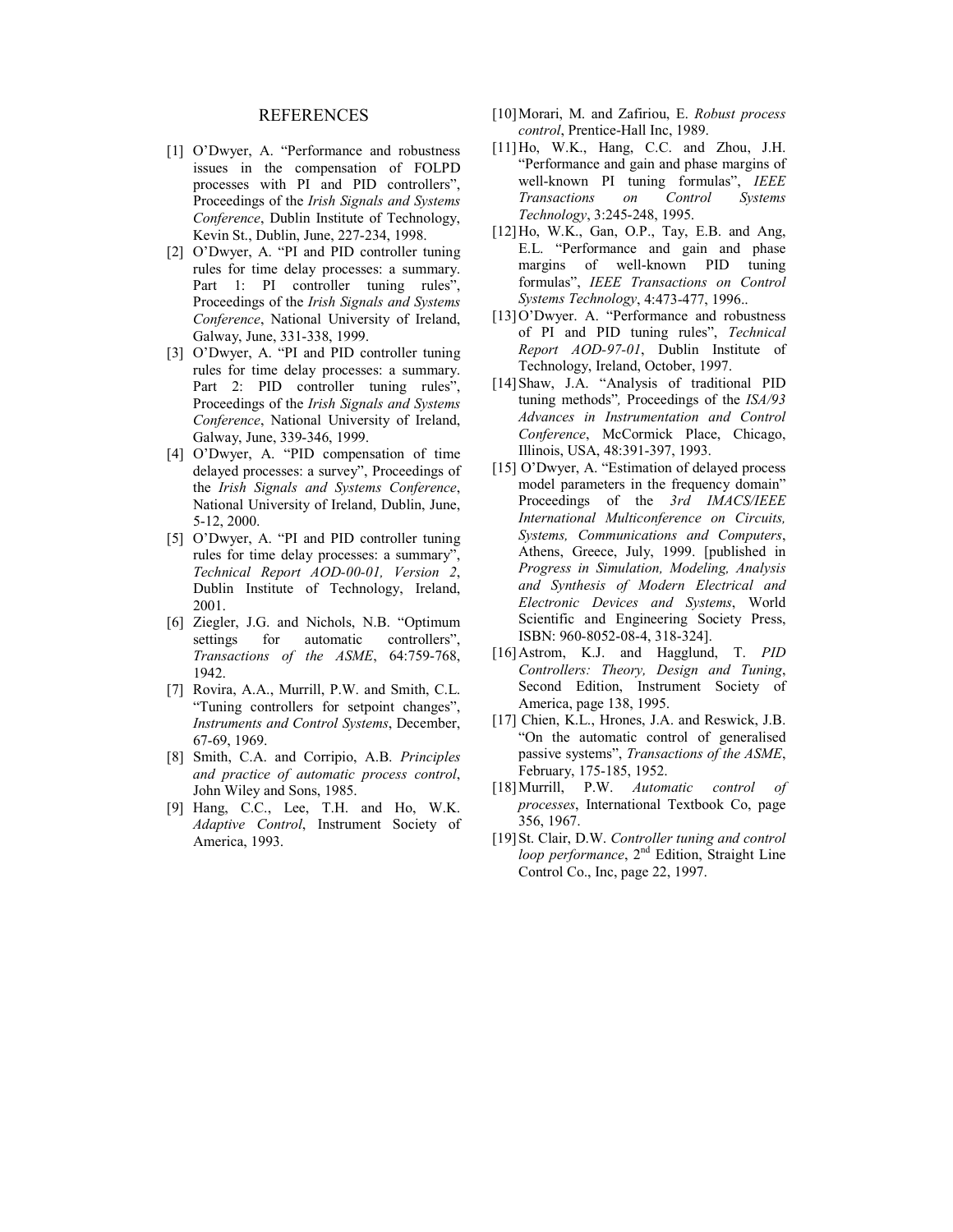# REFERENCES

[1] O'Dwyer, A. "Performance and robustness issues in the compensation of FOLPD processes with PI and PID controllers", Proceedings of the *Irish Signals and Systems Conference*, Dublin Institute of Technology, Kevin St., Dublin, June, 227-234, 1998.

[2] O'Dwyer, A. "PI and PID controller tuning rules for time delay processes: a summary. Part 1: PI controller tuning rules", Proceedings of the *Irish Signals and Systems Conference*, National University of Ireland, Galway, June, 331-338, 1999.

[3] O'Dwyer, A. "PI and PID controller tuning rules for time delay processes: a summary. Part 2: PID controller tuning rules", Proceedings of the *Irish Signals and Systems Conference*, National University of Ireland, Galway, June, 339-346, 1999.

[4] O'Dwyer, A. "PID compensation of time delayed processes: a survey", Proceedings of the *Irish Signals and Systems Conference*, National University of Ireland, Dublin, June, 5-12, 2000.

[5] O'Dwyer, A. "PI and PID controller tuning rules for time delay processes: a summary", *Technical Report AOD-00-01, Version 2*, Dublin Institute of Technology, Ireland, 2001.

[6] Ziegler, J.G. and Nichols, N.B. "Optimum settings for automatic controllers", *Transactions of the ASME*, 64:759-768, 1942.

[7] Rovira, A.A., Murrill, P.W. and Smith, C.L. "Tuning controllers for setpoint changes", *Instruments and Control Systems*, December, 67-69, 1969.

[8] Smith, C.A. and Corripio, A.B. *Principles and practice of automatic process control*, John Wiley and Sons, 1985.

[9] Hang, C.C., Lee, T.H. and Ho, W.K. *Adaptive Control*, Instrument Society of America, 1993.

[10] Morari, M. and Zafiriou, E. *Robust process control*, Prentice-Hall Inc, 1989.

[11] Ho, W.K., Hang, C.C. and Zhou, J.H. "Performance and gain and phase margins of well-known PI tuning formulas", *IEEE Transactions on Control Systems Technology*, 3:245-248, 1995.

[12] Ho, W.K., Gan, O.P., Tay, E.B. and Ang, E.L. "Performance and gain and phase margins of well-known PID tuning formulas", *IEEE Transactions on Control Systems Technology*, 4:473-477, 1996..

[13] O'Dwyer. A. "Performance and robustness of PI and PID tuning rules", *Technical Report AOD-97-01*, Dublin Institute of Technology, Ireland, October, 1997.

[14] Shaw, J.A. "Analysis of traditional PID tuning methods", Proceedings of the *ISA/93 Advances in Instrumentation and Control Conference*, McCormick Place, Chicago, Illinois, USA, 48:391-397, 1993.

[15] O'Dwyer, A. "Estimation of delayed process model parameters in the frequency domain" Proceedings of the *3rd IMACS/IEEE International Multiconference on Circuits, Systems, Communications and Computers*, Athens, Greece, July, 1999. [published in *Progress in Simulation, Modeling, Analysis and Synthesis of Modern Electrical and Electronic Devices and Systems*, World Scientific and Engineering Society Press, ISBN: 960-8052-08-4, 318-324].

[16] Astrom, K.J. and Hagglund, T. *PID Controllers: Theory, Design and Tuning*, Second Edition, Instrument Society of America, page 138, 1995.

[17] Chien, K.L., Hrones, J.A. and Reswick, J.B. "On the automatic control of generalised passive systems", *Transactions of the ASME*, February, 175-185, 1952.

[18] Murrill, P.W. *Automatic control of processes*, International Textbook Co, page 356, 1967.

[19] St. Clair, D.W. *Controller tuning and control loop performance*, 2nd Edition, Straight Line Control Co., Inc, page 22, 1997.